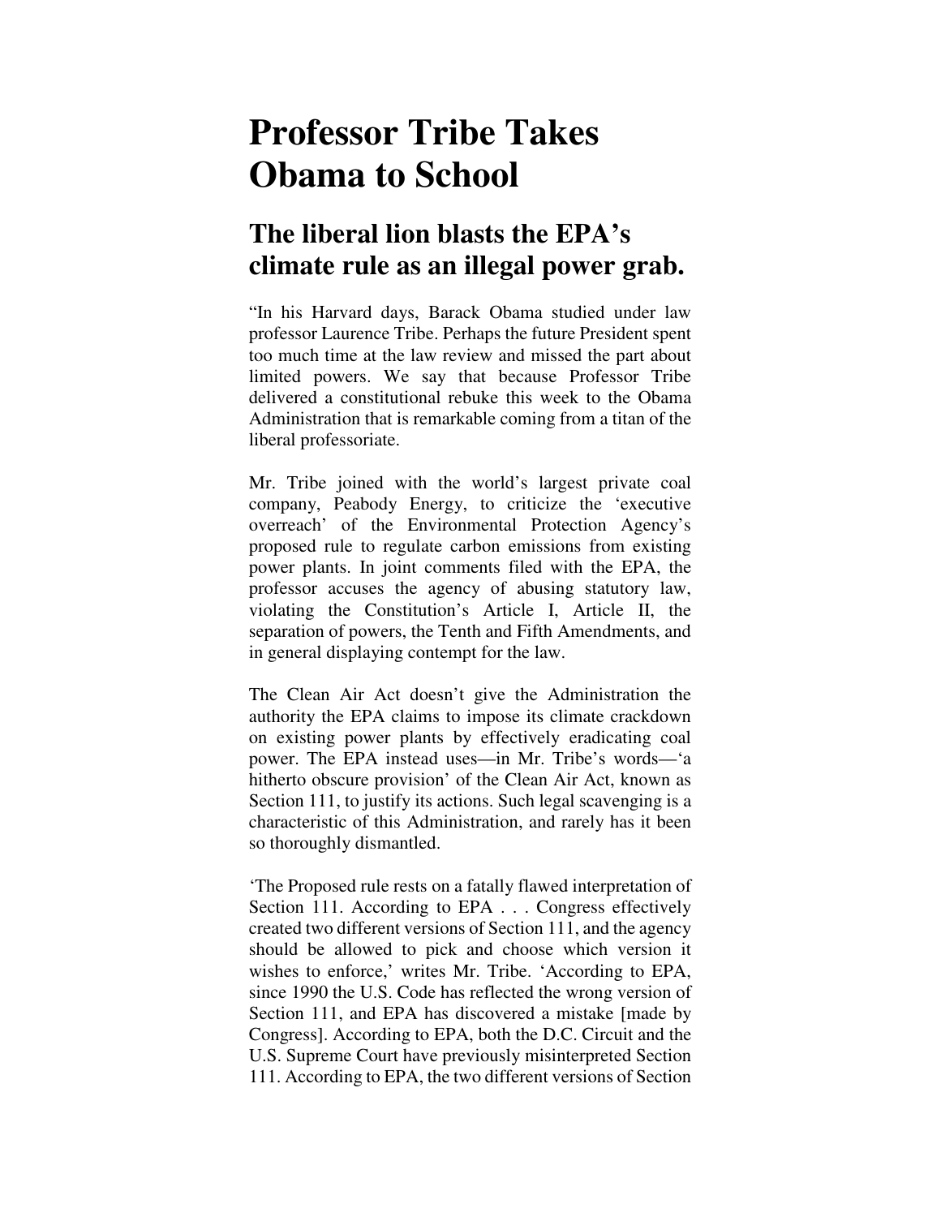# Professor Tribe Takes Obama to School

## The liberal lion blasts the EPA's climate rule as an illegal power grab.

"In his Harvard days, Barack Obama studied under law professor Laurence Tribe. Perhaps the future President spent too much time at the law review and missed the part about limited powers. We say that because Professor Tribe delivered a constitutional rebuke this week to the Obama Administration that is remarkable coming from a titan of the liberal professoriate.

Mr. Tribe joined with the world's largest private coal company, Peabody Energy, to criticize the 'executive overreach' of the Environmental Protection Agency's proposed rule to regulate carbon emissions from existing power plants. In joint comments filed with the EPA, the professor accuses the agency of abusing statutory law, violating the Constitution's Article I, Article II, the separation of powers, the Tenth and Fifth Amendments, and in general displaying contempt for the law.

The Clean Air Act doesn't give the Administration the authority the EPA claims to impose its climate crackdown on existing power plants by effectively eradicating coal power. The EPA instead uses—in Mr. Tribe's words—'a hitherto obscure provision' of the Clean Air Act, known as Section 111, to justify its actions. Such legal scavenging is a characteristic of this Administration, and rarely has it been so thoroughly dismantled.

'The Proposed rule rests on a fatally flawed interpretation of Section 111. According to EPA . . . Congress effectively created two different versions of Section 111, and the agency should be allowed to pick and choose which version it wishes to enforce,' writes Mr. Tribe. 'According to EPA, since 1990 the U.S. Code has reflected the wrong version of Section 111, and EPA has discovered a mistake [made by Congress]. According to EPA, both the D.C. Circuit and the U.S. Supreme Court have previously misinterpreted Section 111. According to EPA, the two different versions of Section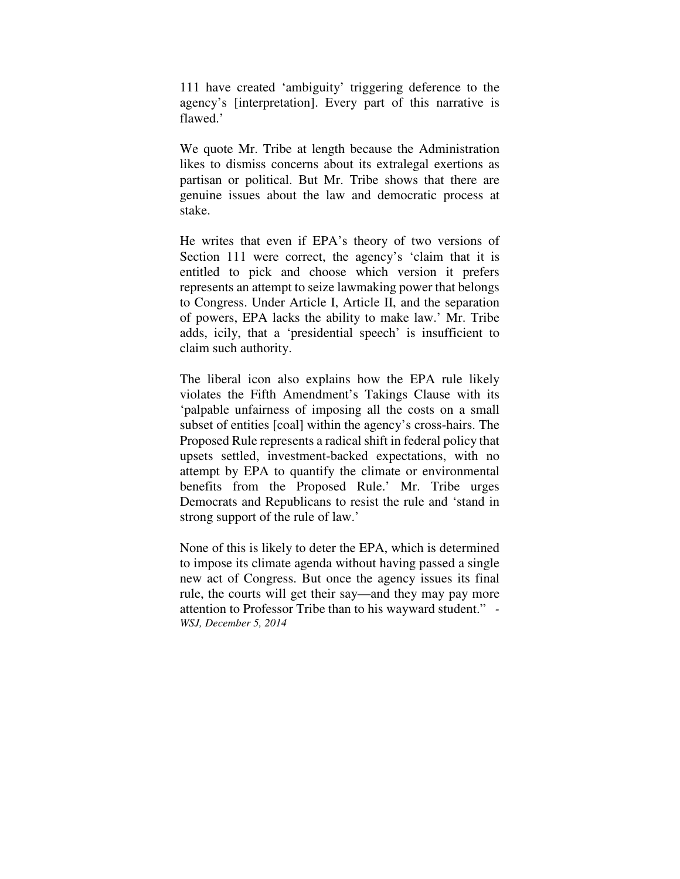111 have created ‘ambiguity’ triggering deference to the agency’s [interpretation]. Every part of this narrative is flawed.’

We quote Mr. Tribe at length because the Administration likes to dismiss concerns about its extralegal exertions as partisan or political. But Mr. Tribe shows that there are genuine issues about the law and democratic process at stake.

He writes that even if EPA’s theory of two versions of Section 111 were correct, the agency’s ‘claim that it is entitled to pick and choose which version it prefers represents an attempt to seize lawmaking power that belongs to Congress. Under Article I, Article II, and the separation of powers, EPA lacks the ability to make law.’ Mr. Tribe adds, icily, that a ‘presidential speech’ is insufficient to claim such authority.

The liberal icon also explains how the EPA rule likely violates the Fifth Amendment’s Takings Clause with its ‘palpable unfairness of imposing all the costs on a small subset of entities [coal] within the agency’s cross-hairs. The Proposed Rule represents a radical shift in federal policy that upsets settled, investment-backed expectations, with no attempt by EPA to quantify the climate or environmental benefits from the Proposed Rule.’ Mr. Tribe urges Democrats and Republicans to resist the rule and ‘stand in strong support of the rule of law.’

None of this is likely to deter the EPA, which is determined to impose its climate agenda without having passed a single new act of Congress. But once the agency issues its final rule, the courts will get their say—and they may pay more attention to Professor Tribe than to his wayward student.” - *WSJ, December 5, 2014*